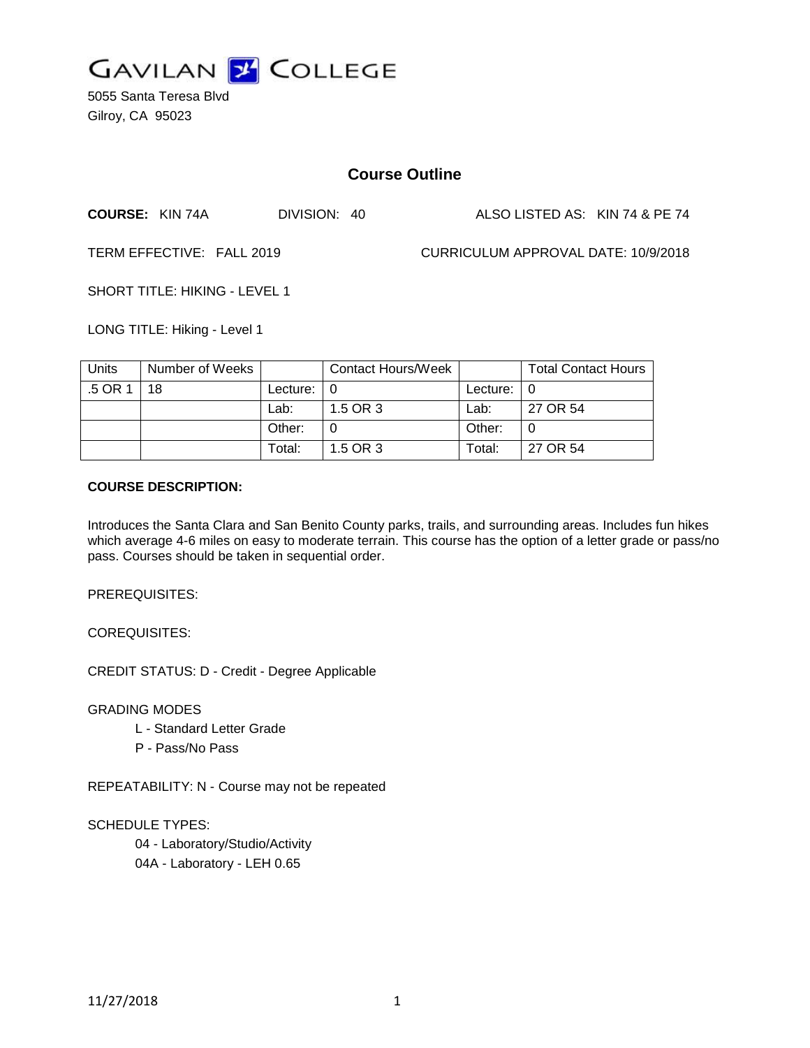# GAVILAN COLLEGE

5055 Santa Teresa Blvd
Gilroy, CA 95023

## Course Outline

**COURSE:** KIN 74A DIVISION: 40 ALSO LISTED AS: KIN 74 & PE 74

TERM EFFECTIVE: FALL 2019 CURRICULUM APPROVAL DATE: 10/9/2018

SHORT TITLE: HIKING - LEVEL 1

LONG TITLE: Hiking - Level 1

| Units | Number of Weeks | | Contact Hours/Week | | Total Contact Hours |
|---|---|---|---|---|---|
| .5 OR 1 | 18 | Lecture: | 0 | Lecture: | 0 |
| | | Lab: | 1.5 OR 3 | Lab: | 27 OR 54 |
| | | Other: | 0 | Other: | 0 |
| | | Total: | 1.5 OR 3 | Total: | 27 OR 54 |

**COURSE DESCRIPTION:**

Introduces the Santa Clara and San Benito County parks, trails, and surrounding areas. Includes fun hikes which average 4-6 miles on easy to moderate terrain. This course has the option of a letter grade or pass/no pass. Courses should be taken in sequential order.

PREREQUISITES:

COREQUISITES:

CREDIT STATUS: D - Credit - Degree Applicable

GRADING MODES

- L - Standard Letter Grade
- P - Pass/No Pass

REPEATABILITY: N - Course may not be repeated

SCHEDULE TYPES:

- 04 - Laboratory/Studio/Activity
- 04A - Laboratory - LEH 0.65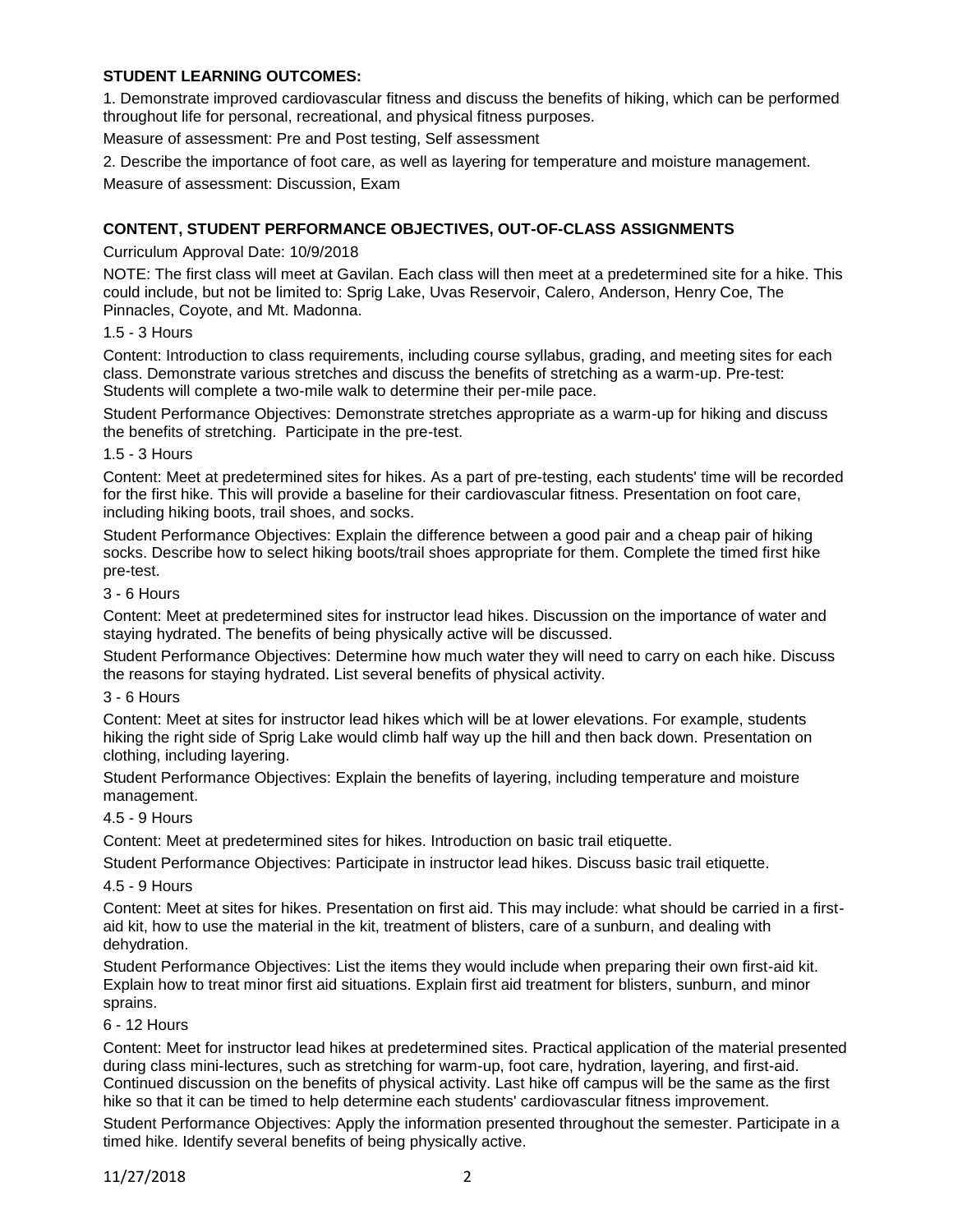**STUDENT LEARNING OUTCOMES:**

1. Demonstrate improved cardiovascular fitness and discuss the benefits of hiking, which can be performed throughout life for personal, recreational, and physical fitness purposes.

Measure of assessment: Pre and Post testing, Self assessment

2. Describe the importance of foot care, as well as layering for temperature and moisture management.

Measure of assessment: Discussion, Exam

**CONTENT, STUDENT PERFORMANCE OBJECTIVES, OUT-OF-CLASS ASSIGNMENTS**

Curriculum Approval Date: 10/9/2018

NOTE: The first class will meet at Gavilan. Each class will then meet at a predetermined site for a hike. This could include, but not be limited to: Sprig Lake, Uvas Reservoir, Calero, Anderson, Henry Coe, The Pinnacles, Coyote, and Mt. Madonna.

1.5 - 3 Hours

Content: Introduction to class requirements, including course syllabus, grading, and meeting sites for each class. Demonstrate various stretches and discuss the benefits of stretching as a warm-up. Pre-test: Students will complete a two-mile walk to determine their per-mile pace.

Student Performance Objectives: Demonstrate stretches appropriate as a warm-up for hiking and discuss the benefits of stretching. Participate in the pre-test.

1.5 - 3 Hours

Content: Meet at predetermined sites for hikes. As a part of pre-testing, each students' time will be recorded for the first hike. This will provide a baseline for their cardiovascular fitness. Presentation on foot care, including hiking boots, trail shoes, and socks.

Student Performance Objectives: Explain the difference between a good pair and a cheap pair of hiking socks. Describe how to select hiking boots/trail shoes appropriate for them. Complete the timed first hike pre-test.

3 - 6 Hours

Content: Meet at predetermined sites for instructor lead hikes. Discussion on the importance of water and staying hydrated. The benefits of being physically active will be discussed.

Student Performance Objectives: Determine how much water they will need to carry on each hike. Discuss the reasons for staying hydrated. List several benefits of physical activity.

3 - 6 Hours

Content: Meet at sites for instructor lead hikes which will be at lower elevations. For example, students hiking the right side of Sprig Lake would climb half way up the hill and then back down. Presentation on clothing, including layering.

Student Performance Objectives: Explain the benefits of layering, including temperature and moisture management.

4.5 - 9 Hours

Content: Meet at predetermined sites for hikes. Introduction on basic trail etiquette.

Student Performance Objectives: Participate in instructor lead hikes. Discuss basic trail etiquette.

4.5 - 9 Hours

Content: Meet at sites for hikes. Presentation on first aid. This may include: what should be carried in a first-aid kit, how to use the material in the kit, treatment of blisters, care of a sunburn, and dealing with dehydration.

Student Performance Objectives: List the items they would include when preparing their own first-aid kit. Explain how to treat minor first aid situations. Explain first aid treatment for blisters, sunburn, and minor sprains.

6 - 12 Hours

Content: Meet for instructor lead hikes at predetermined sites. Practical application of the material presented during class mini-lectures, such as stretching for warm-up, foot care, hydration, layering, and first-aid. Continued discussion on the benefits of physical activity. Last hike off campus will be the same as the first hike so that it can be timed to help determine each students' cardiovascular fitness improvement.

Student Performance Objectives: Apply the information presented throughout the semester. Participate in a timed hike. Identify several benefits of being physically active.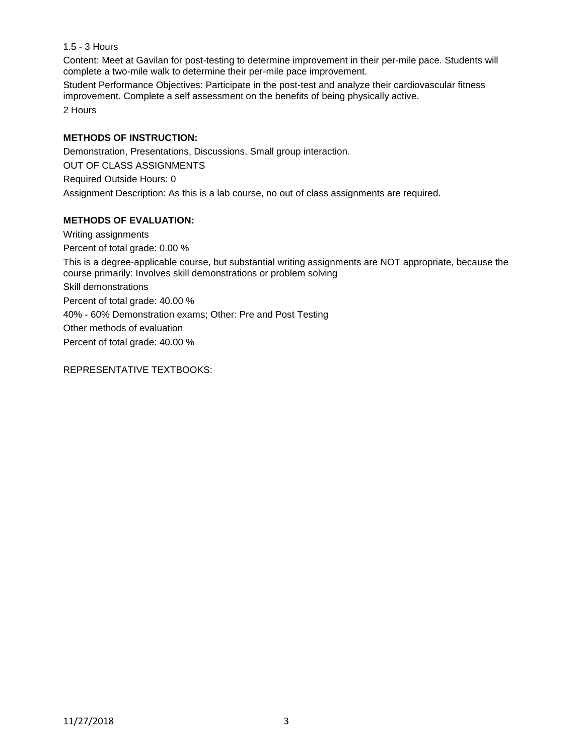1.5 - 3 Hours

Content: Meet at Gavilan for post-testing to determine improvement in their per-mile pace. Students will complete a two-mile walk to determine their per-mile pace improvement.

Student Performance Objectives: Participate in the post-test and analyze their cardiovascular fitness improvement. Complete a self assessment on the benefits of being physically active.

2 Hours

**METHODS OF INSTRUCTION:**

Demonstration, Presentations, Discussions, Small group interaction.

OUT OF CLASS ASSIGNMENTS

Required Outside Hours: 0

Assignment Description: As this is a lab course, no out of class assignments are required.

**METHODS OF EVALUATION:**

Writing assignments

Percent of total grade: 0.00 %

This is a degree-applicable course, but substantial writing assignments are NOT appropriate, because the course primarily: Involves skill demonstrations or problem solving

Skill demonstrations

Percent of total grade: 40.00 %

40% - 60% Demonstration exams; Other: Pre and Post Testing

Other methods of evaluation

Percent of total grade: 40.00 %

REPRESENTATIVE TEXTBOOKS: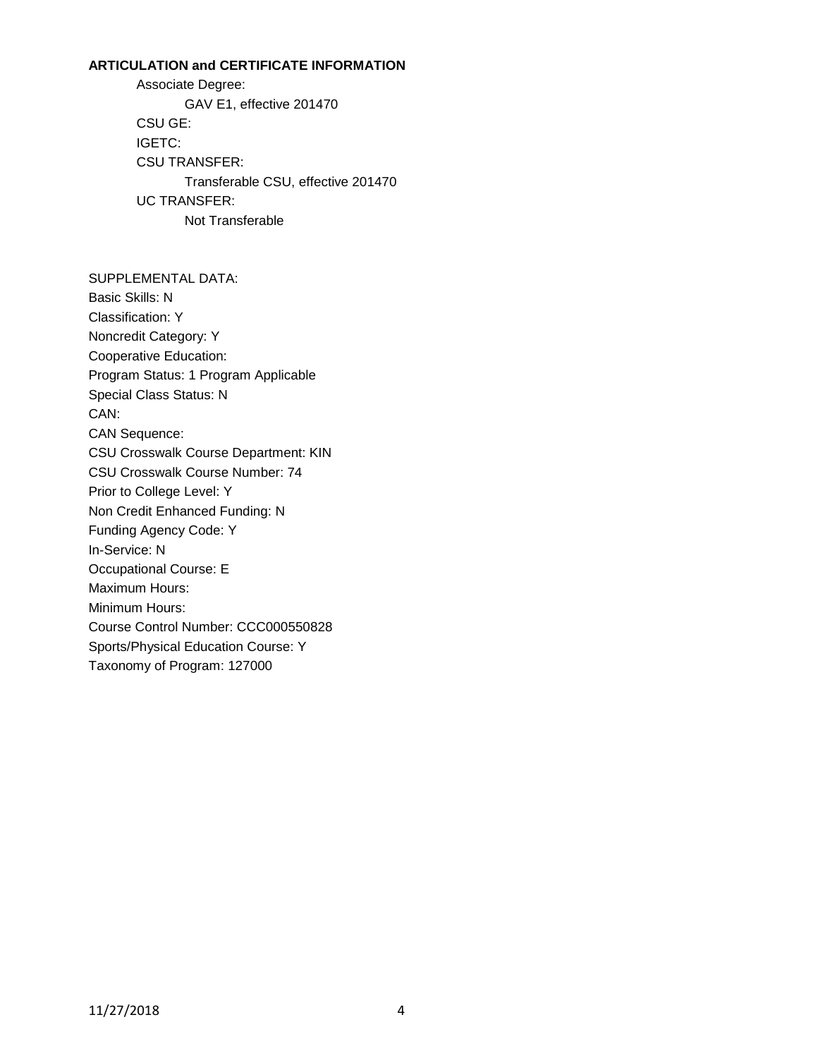**ARTICULATION and CERTIFICATE INFORMATION**

Associate Degree:

GAV E1, effective 201470

CSU GE:

IGETC:

CSU TRANSFER:

Transferable CSU, effective 201470

UC TRANSFER:

Not Transferable

SUPPLEMENTAL DATA:

Basic Skills: N

Classification: Y

Noncredit Category: Y

Cooperative Education:

Program Status: 1 Program Applicable

Special Class Status: N

CAN:

CAN Sequence:

CSU Crosswalk Course Department: KIN

CSU Crosswalk Course Number: 74

Prior to College Level: Y

Non Credit Enhanced Funding: N

Funding Agency Code: Y

In-Service: N

Occupational Course: E

Maximum Hours:

Minimum Hours:

Course Control Number: CCC000550828

Sports/Physical Education Course: Y

Taxonomy of Program: 127000

11/27/2018